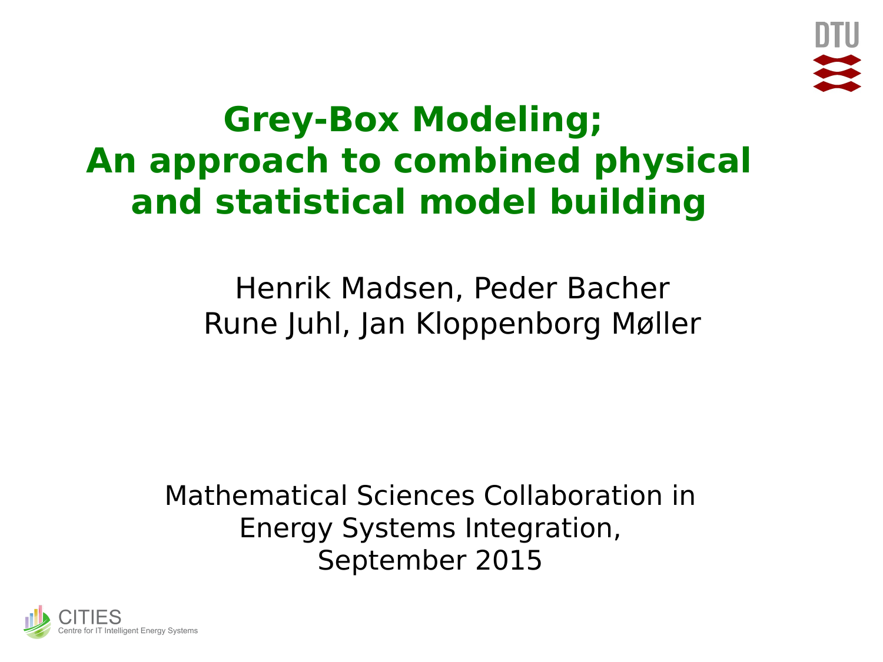# Grey-Box Modeling; An approach to combined physical and statistical model building

Henrik Madsen, Peder Bacher
Rune Juhl, Jan Kloppenborg Møller

Mathematical Sciences Collaboration in
Energy Systems Integration,
September 2015

CITIES
Centre for IT Intelligent Energy Systems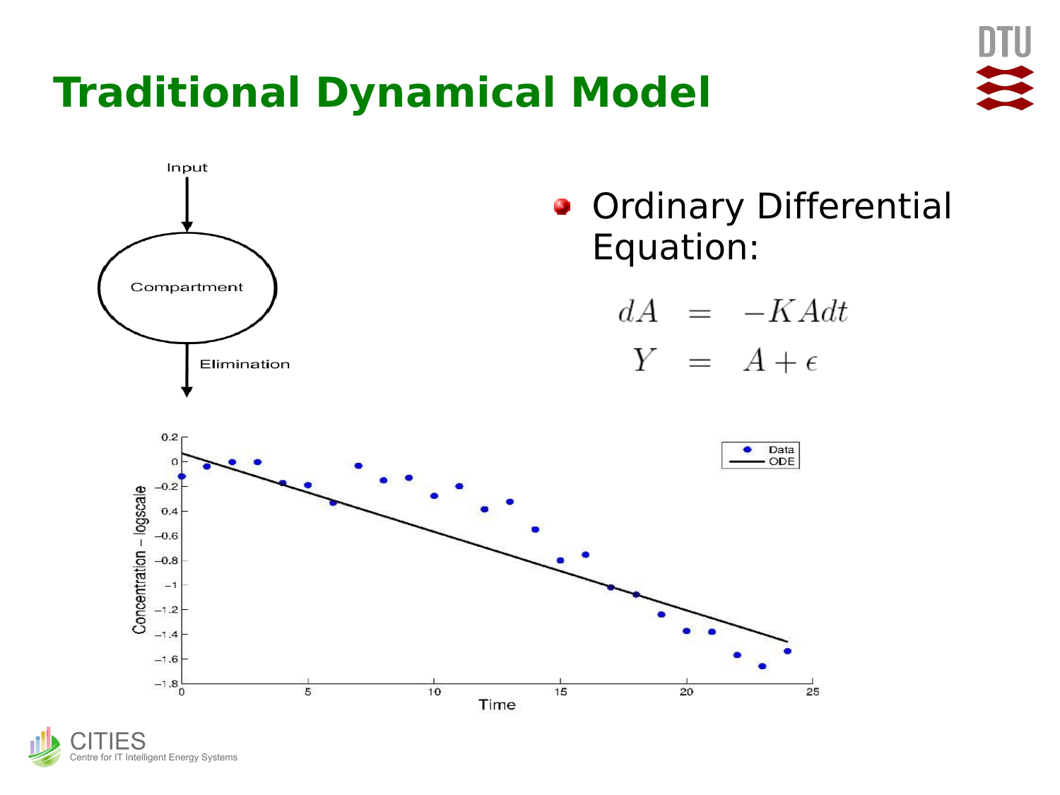# Traditional Dynamical Model

- Ordinary Differential Equation:

$$
\begin{aligned}
dA &= -KAdt \\
Y &= A + \epsilon
\end{aligned}
$$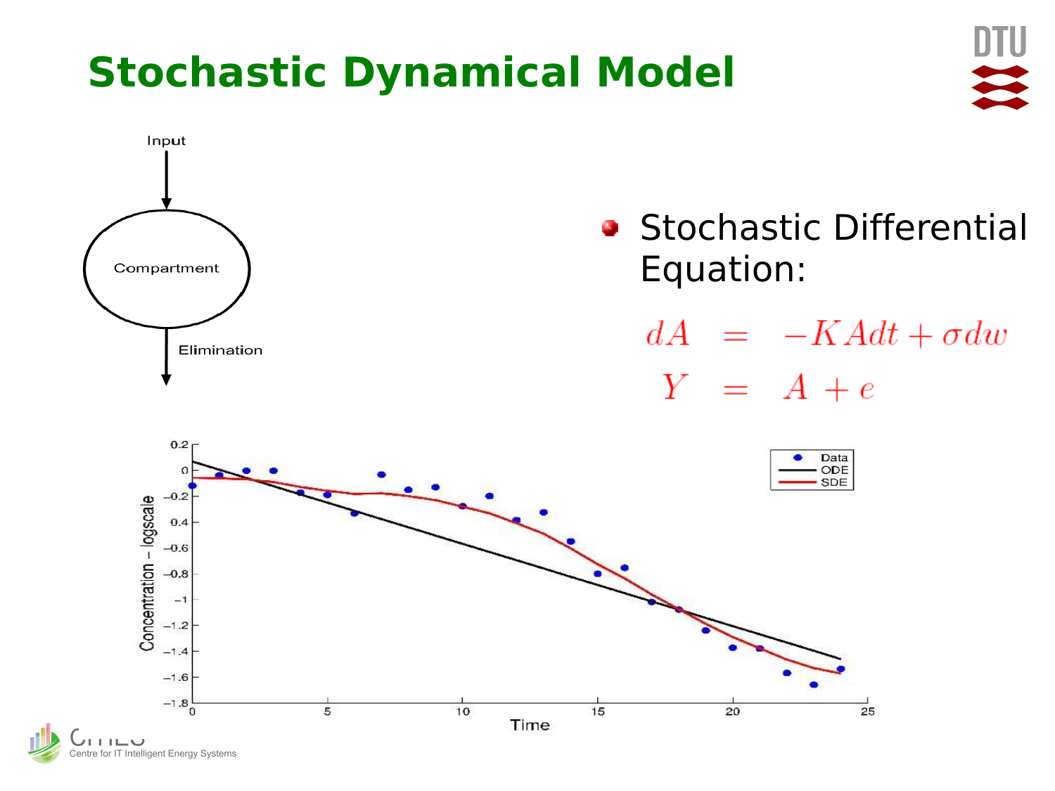# Stochastic Dynamical Model

- Stochastic Differential Equation:

$$
\begin{aligned}
dA &= -KAdt + \sigma dw \\
Y &= A + e
\end{aligned}
$$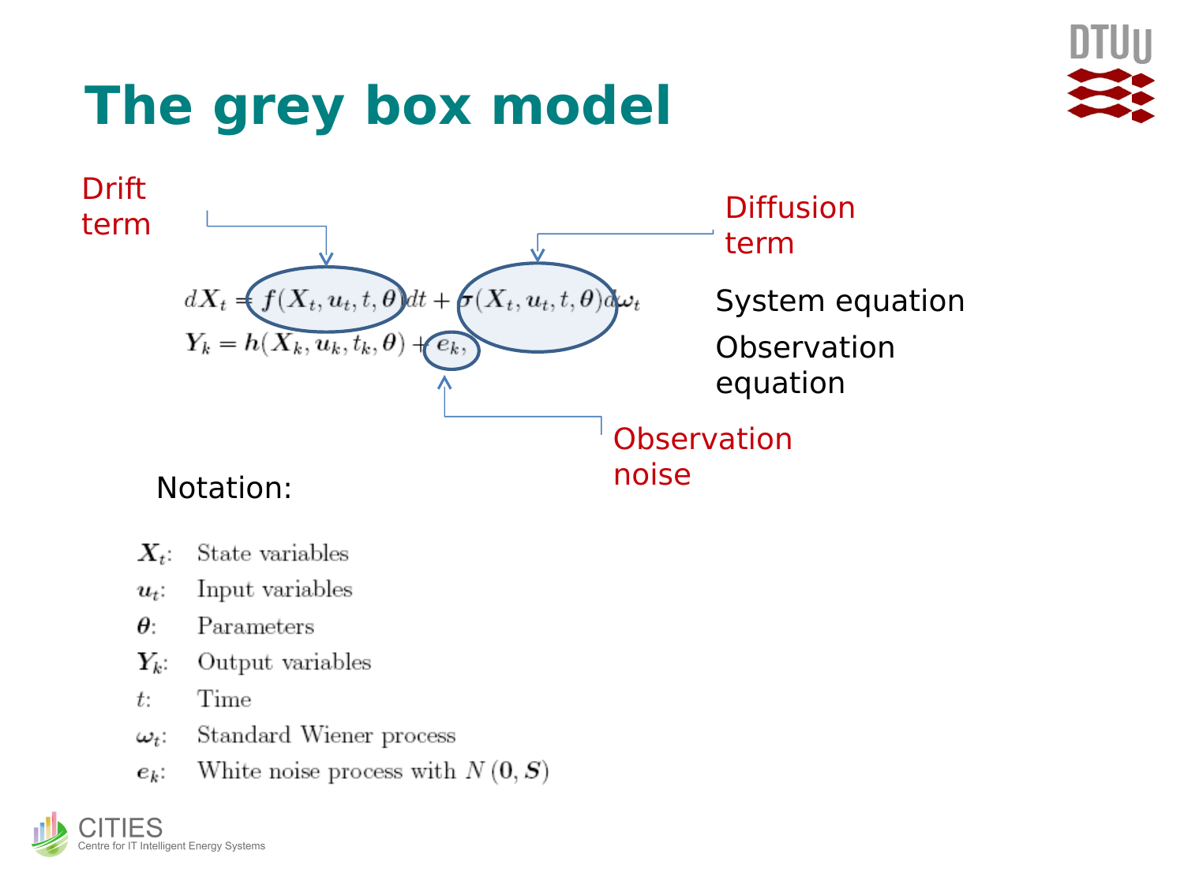# The grey box model

Drift term

Diffusion term

$$dX_t = f(X_t, u_t, t, \theta)dt + \sigma(X_t, u_t, t, \theta)d\omega_t$$

System equation

$$Y_k = h(X_k, u_k, t_k, \theta) + e_k,$$

Observation equation

Observation noise

Notation:

- $X_t$: State variables
- $u_t$: Input variables
- $\theta$: Parameters
- $Y_k$: Output variables
- $t$: Time
- $\omega_t$: Standard Wiener process
- $e_k$: White noise process with $N(0, S)$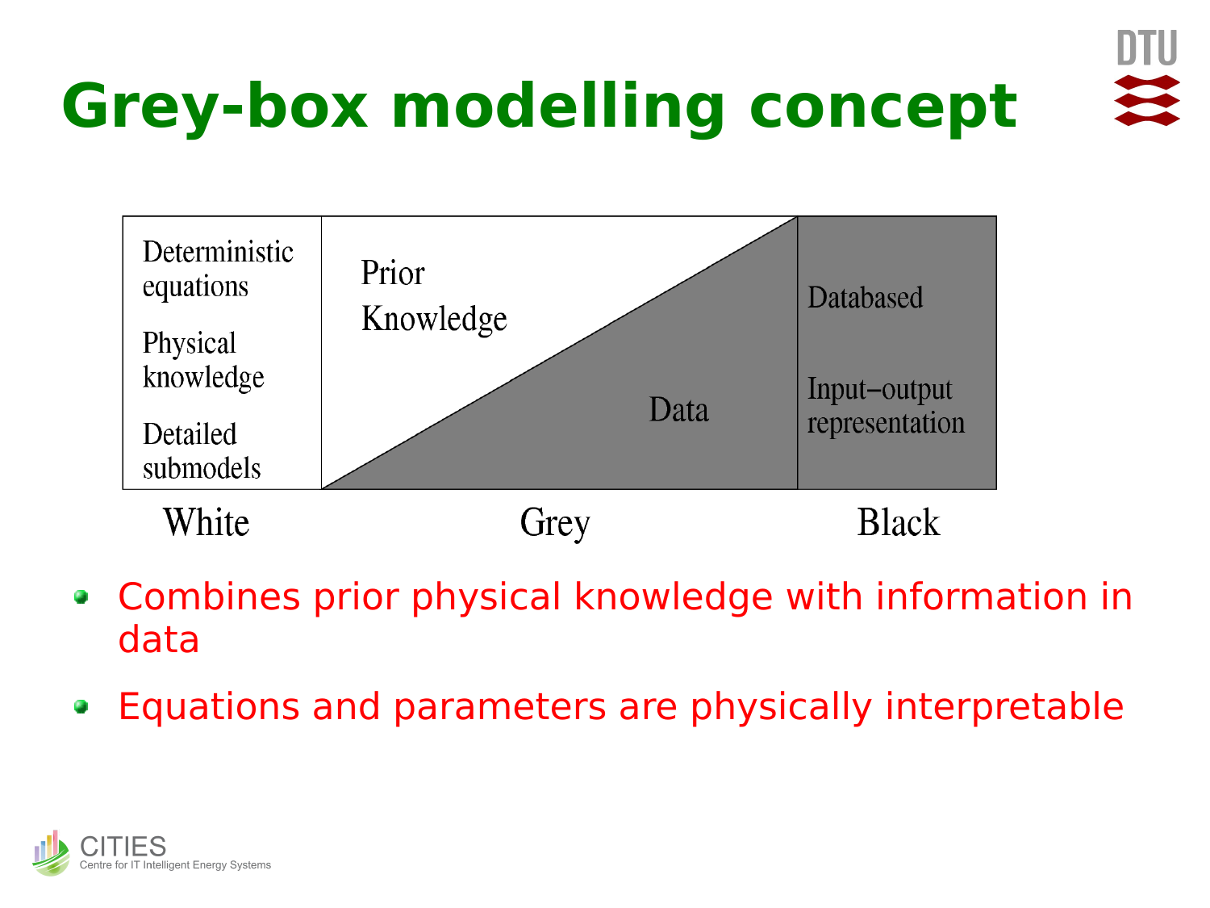# Grey-box modelling concept

| Deterministic equations<br>Physical knowledge<br>Detailed submodels | Prior Knowledge / Data | Databased<br>Input−output representation |
|---|---|---|
| White | Grey | Black |

- Combines prior physical knowledge with information in data
- Equations and parameters are physically interpretable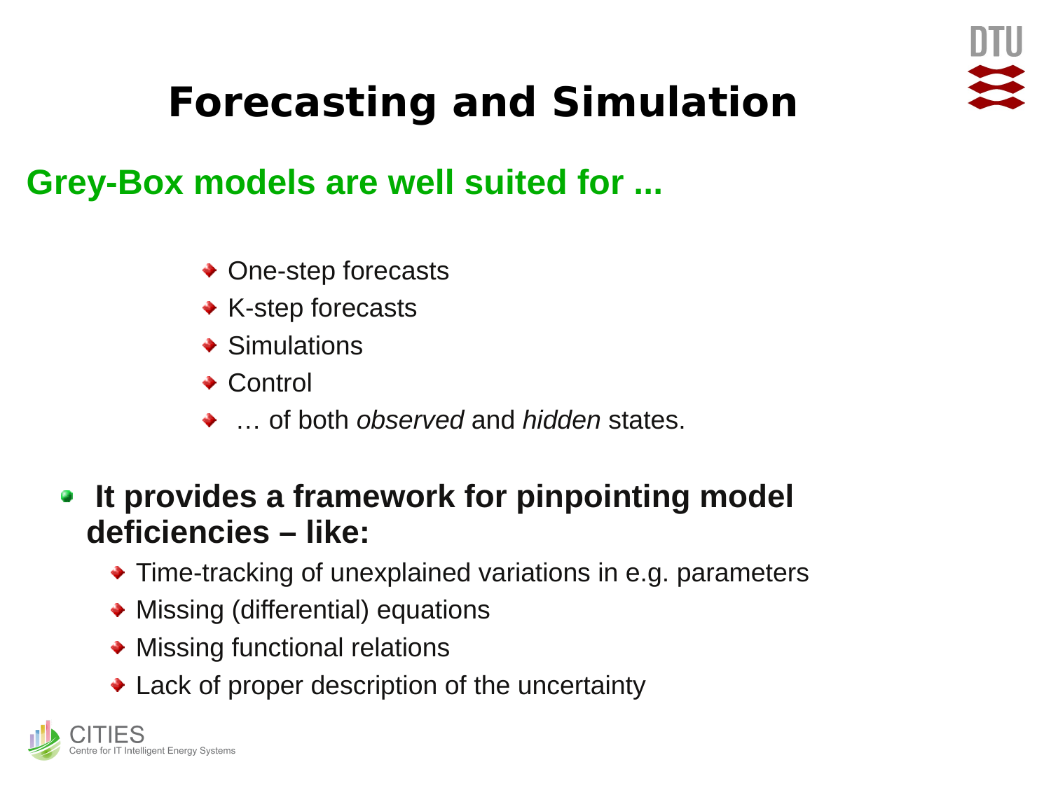# Forecasting and Simulation

## Grey-Box models are well suited for ...

- One-step forecasts
- K-step forecasts
- Simulations
- Control
- … of both *observed* and *hidden* states.

- **It provides a framework for pinpointing model deficiencies – like:**
  - Time-tracking of unexplained variations in e.g. parameters
  - Missing (differential) equations
  - Missing functional relations
  - Lack of proper description of the uncertainty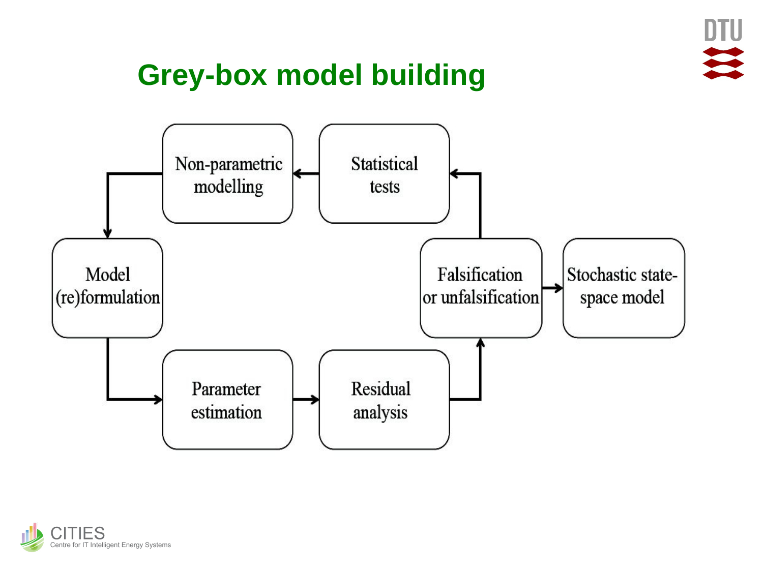# Grey-box model building

Non-parametric modelling

Statistical tests

Model (re)formulation

Falsification or unfalsification

Stochastic state-space model

Parameter estimation

Residual analysis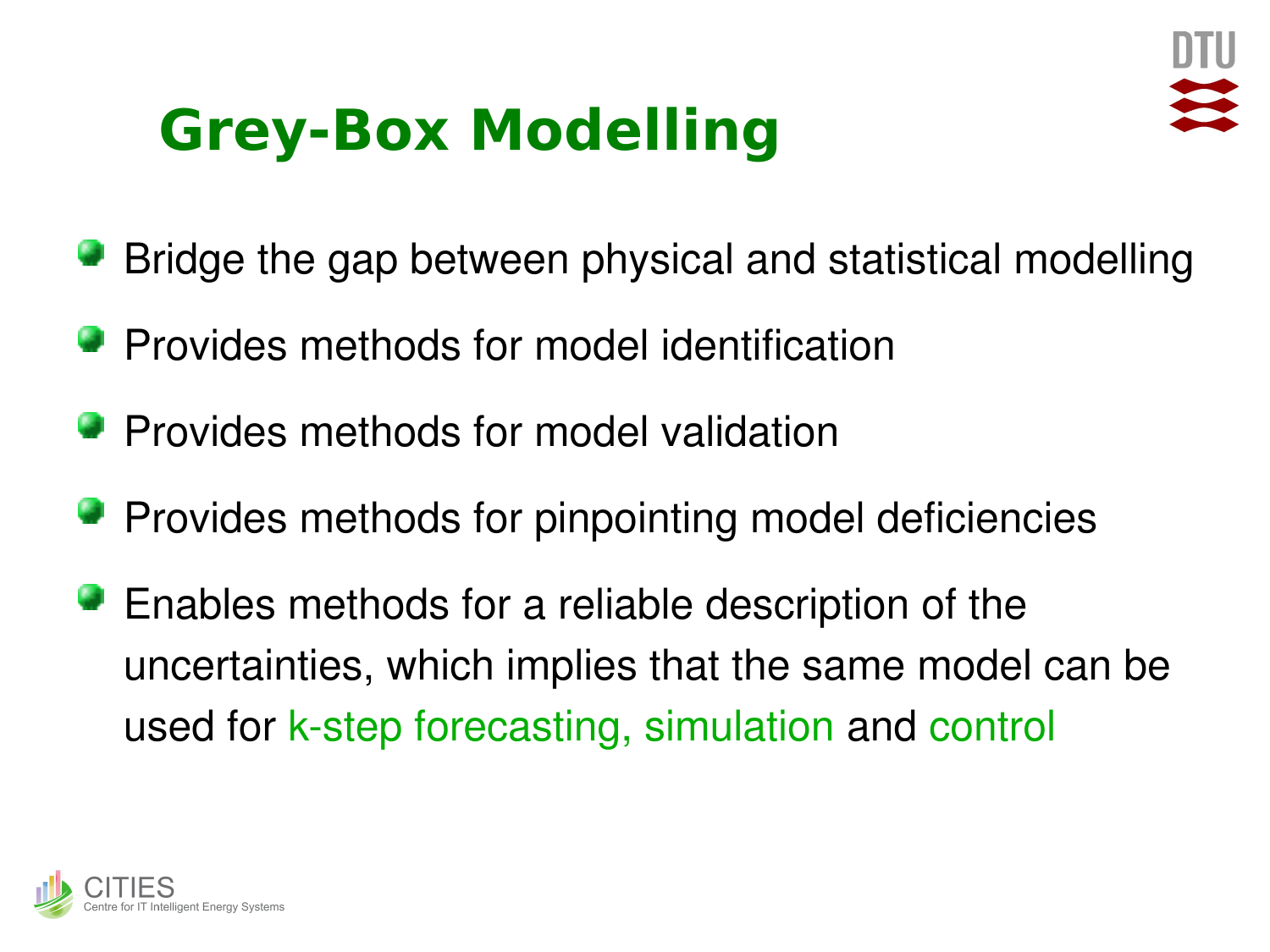# Grey-Box Modelling

- Bridge the gap between physical and statistical modelling
- Provides methods for model identification
- Provides methods for model validation
- Provides methods for pinpointing model deficiencies
- Enables methods for a reliable description of the uncertainties, which implies that the same model can be used for k-step forecasting, simulation and control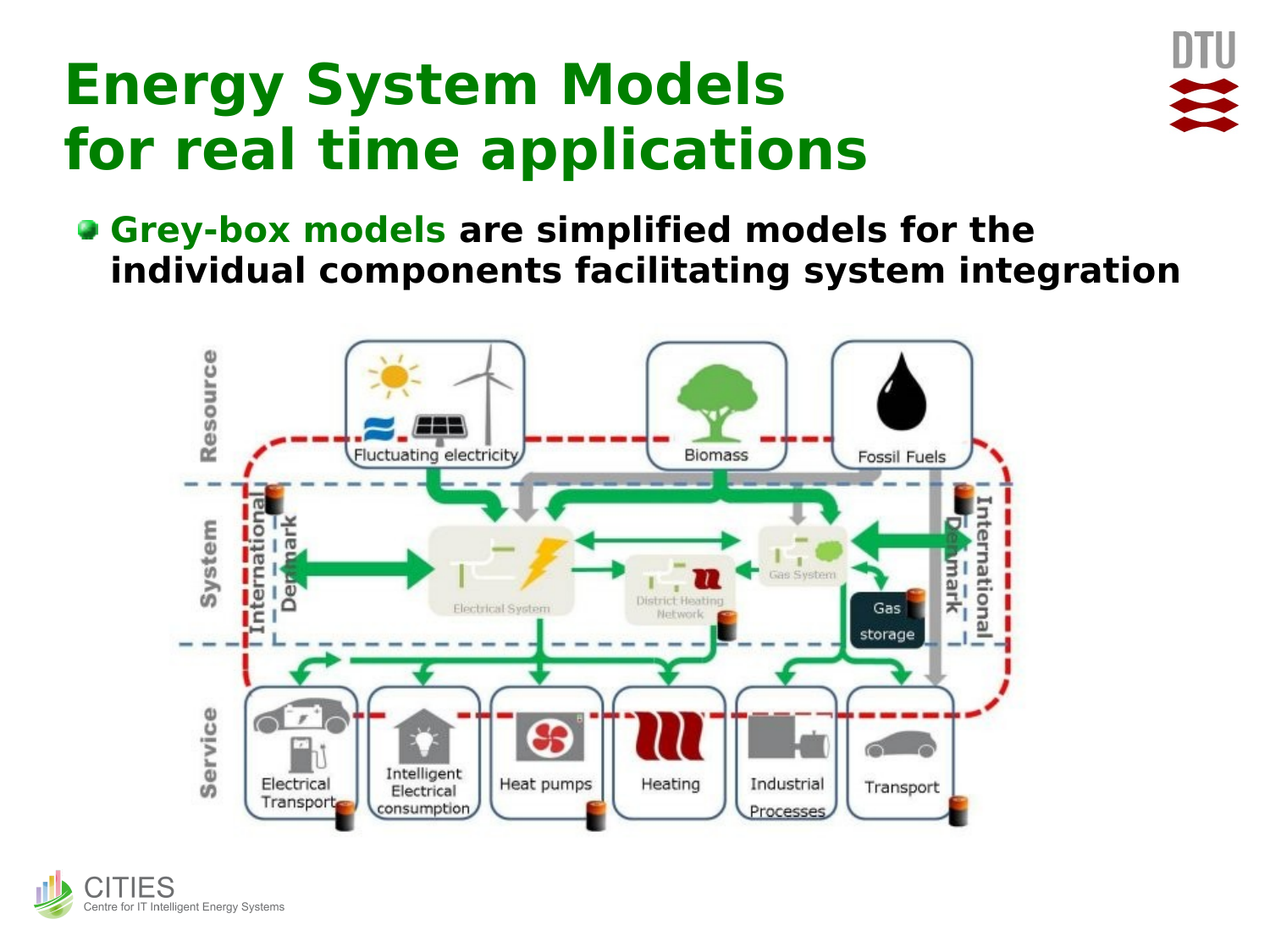# Energy System Models for real time applications

- **Grey-box models are simplified models for the individual components facilitating system integration**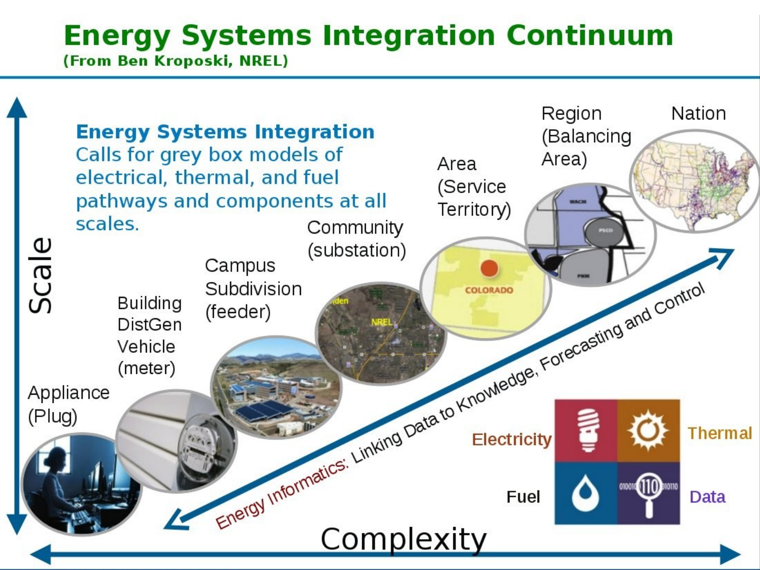# Energy Systems Integration Continuum

**(From Ben Kroposki, NREL)**

**Energy Systems Integration**
Calls for grey box models of electrical, thermal, and fuel pathways and components at all scales.

- Appliance (Plug)
- Building DistGen Vehicle (meter)
- Campus Subdivision (feeder)
- Community (substation)
- Area (Service Territory)
- Region (Balancing Area)
- Nation

Energy Informatics: Linking Data to Knowledge, Forecasting and Control

Electricity | Thermal | Fuel | Data

Scale

Complexity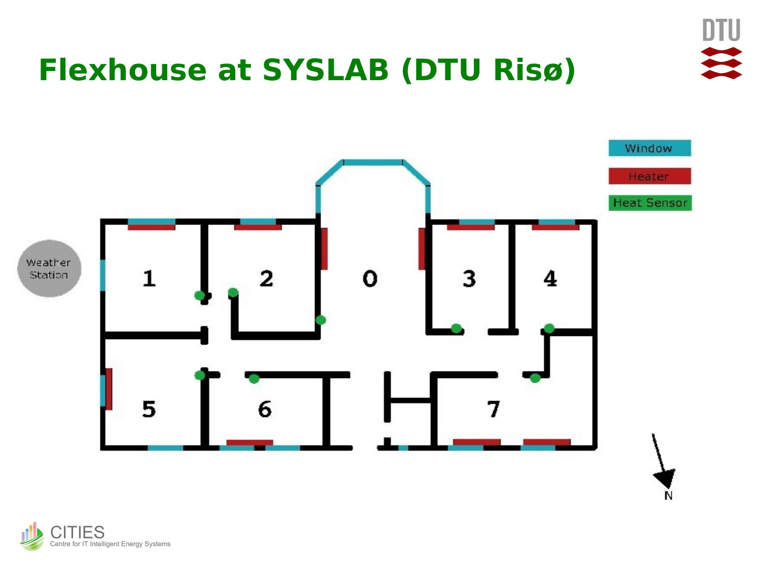# Flexhouse at SYSLAB (DTU Risø)

Window

Heater

Heat Sensor

Weather Station

1 2 0 3 4

5 6 7

N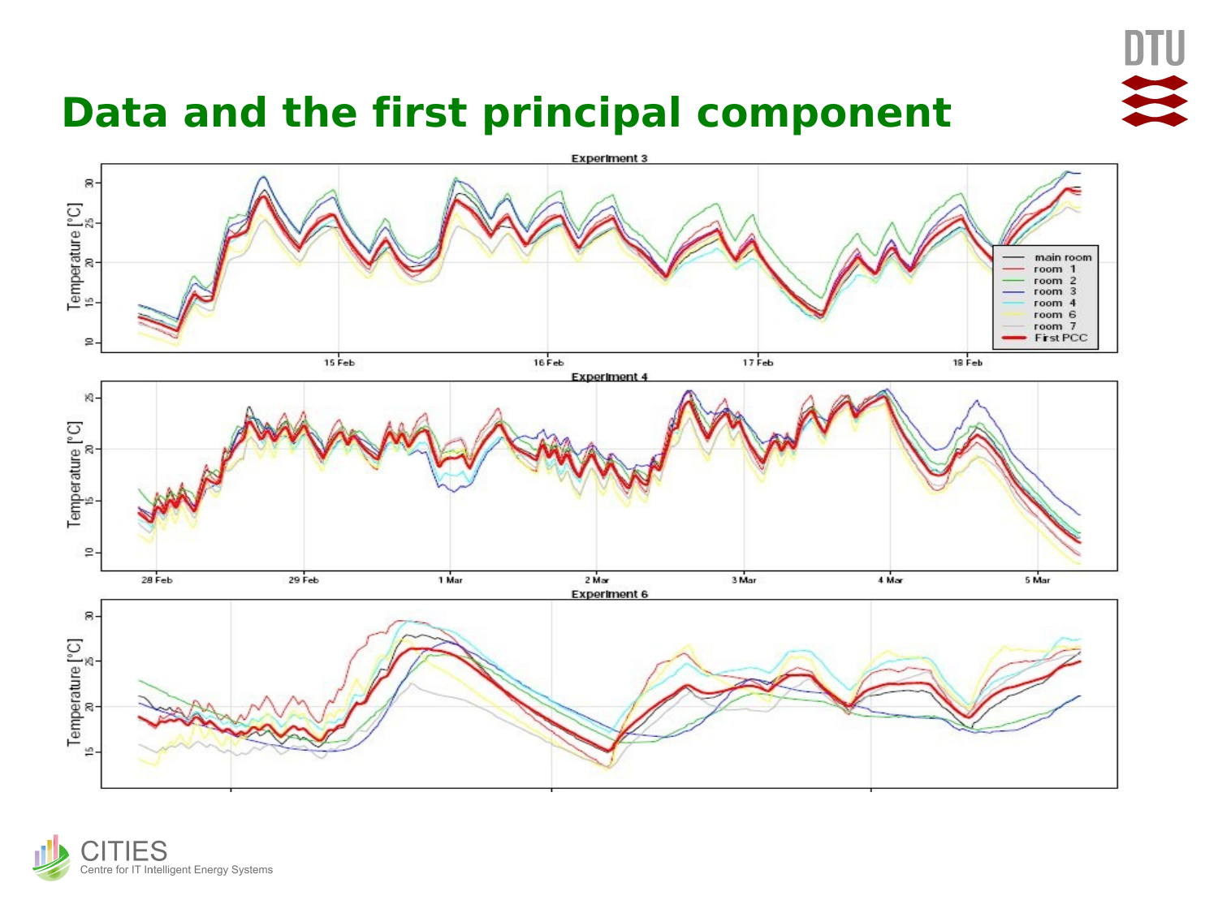# Data and the first principal component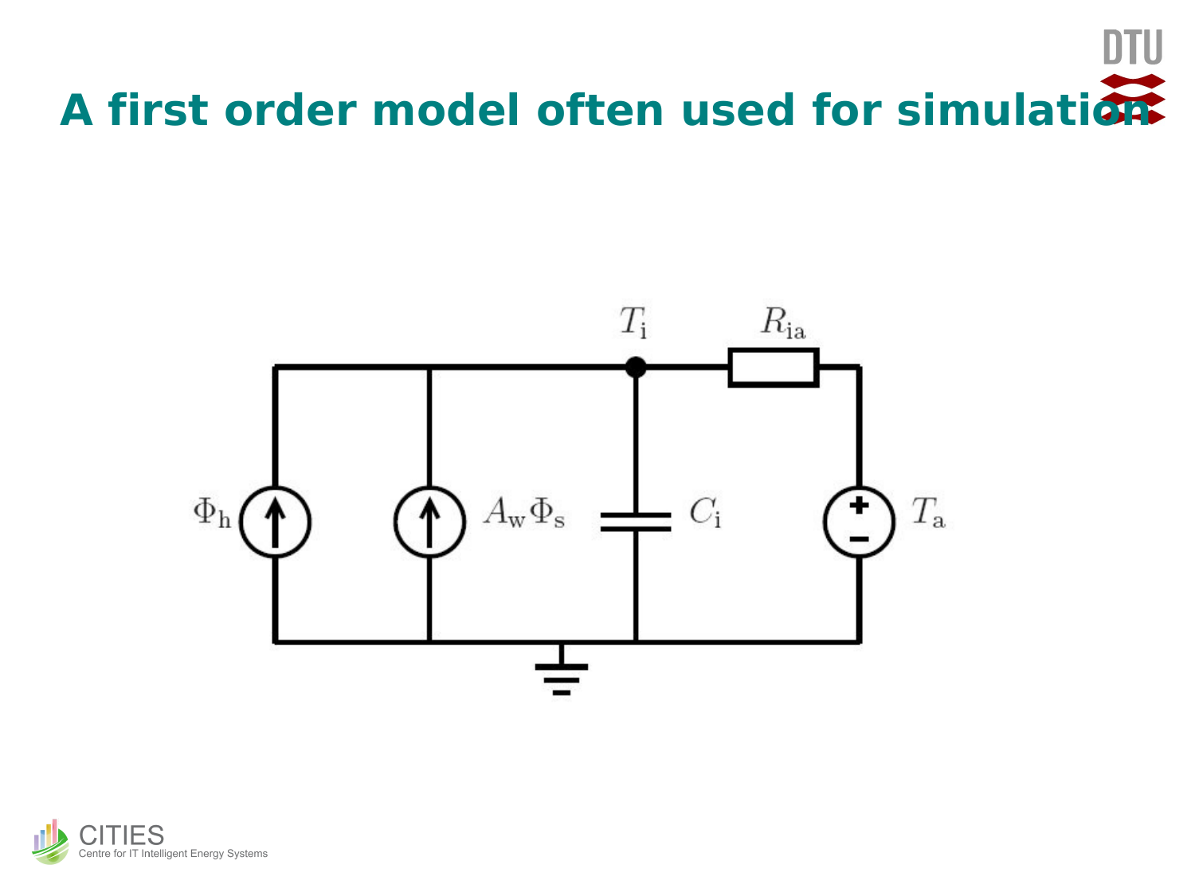# A first order model often used for simulation

$T_i$ $R_{ia}$

$\Phi_h$ $A_w \Phi_s$ $C_i$ $T_a$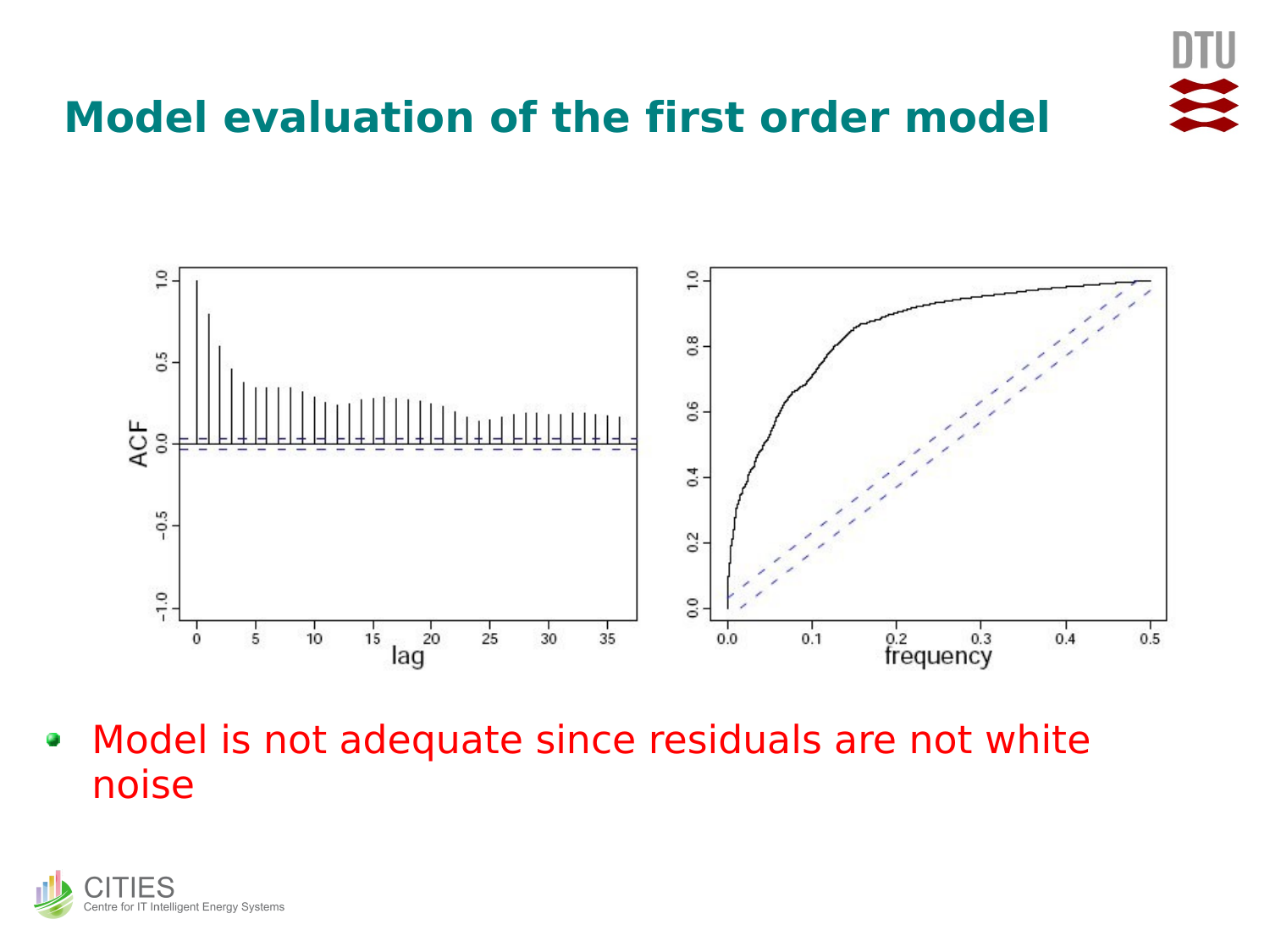# Model evaluation of the first order model

- Model is not adequate since residuals are not white noise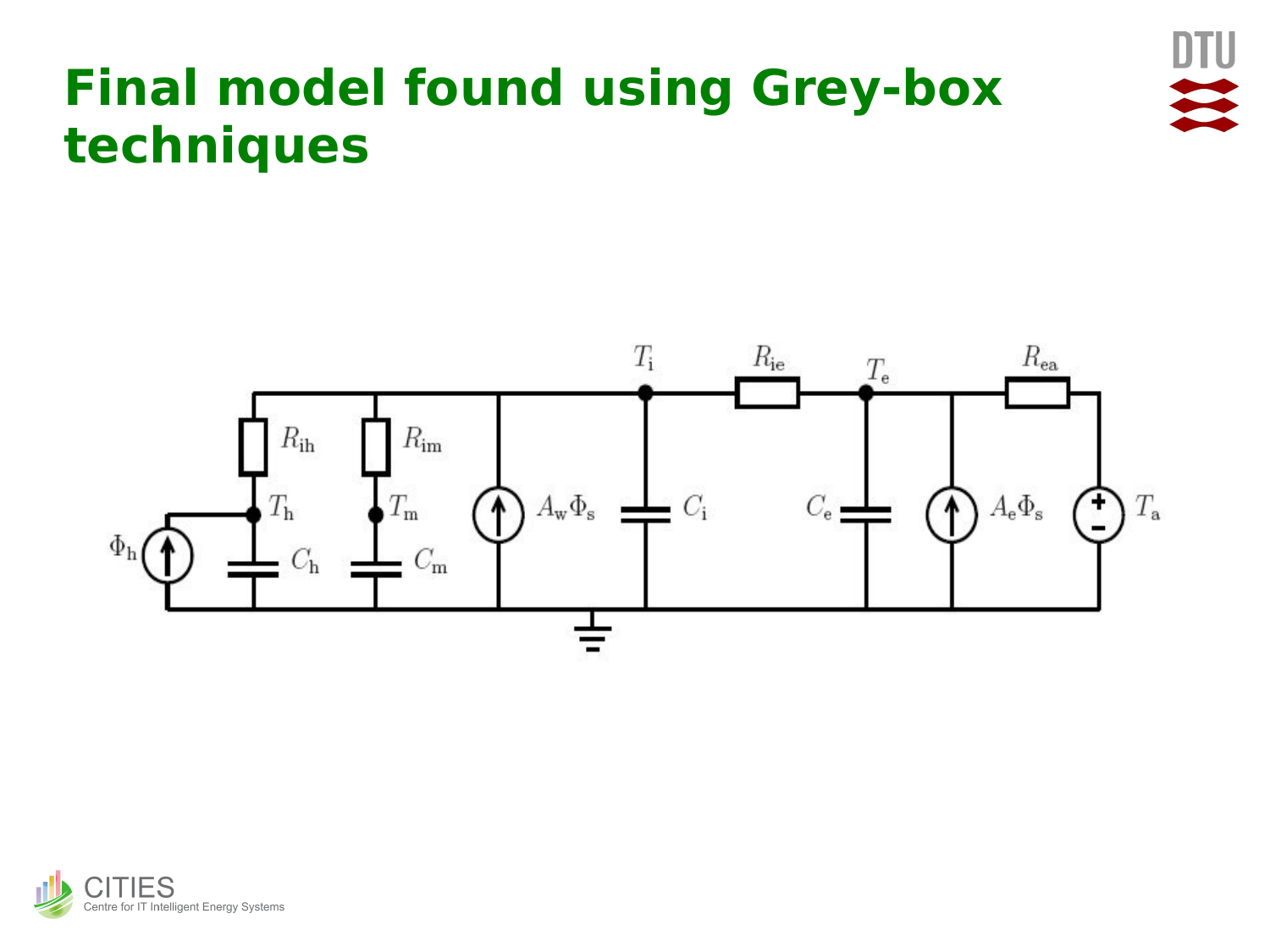# Final model found using Grey-box techniques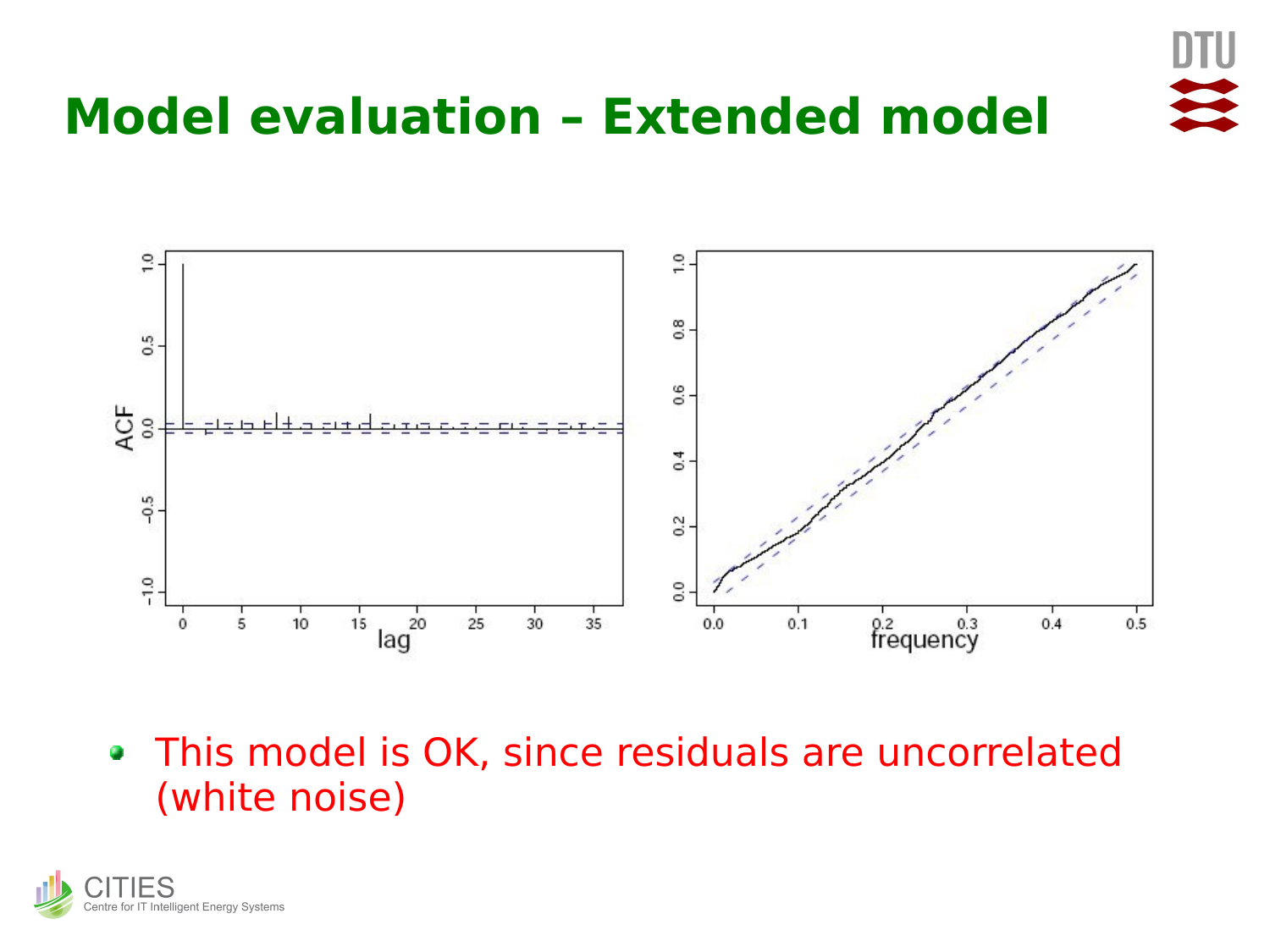# Model evaluation – Extended model

- This model is OK, since residuals are uncorrelated (white noise)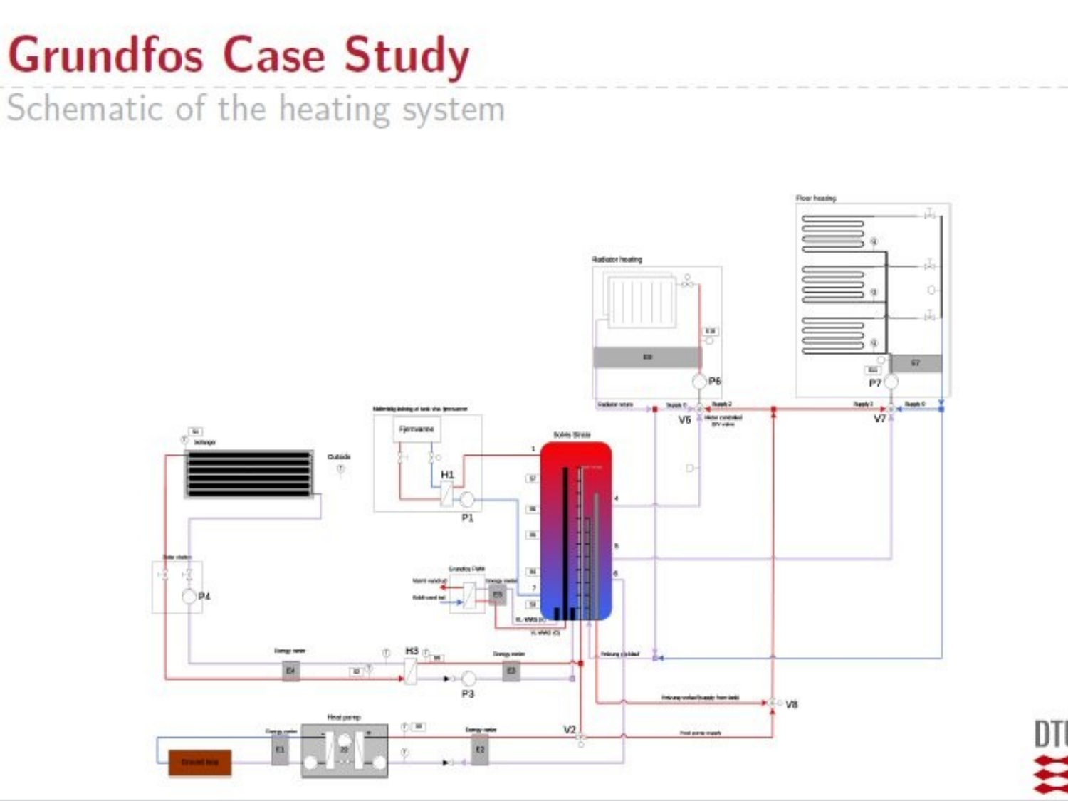# Grundfos Case Study

## Schematic of the heating system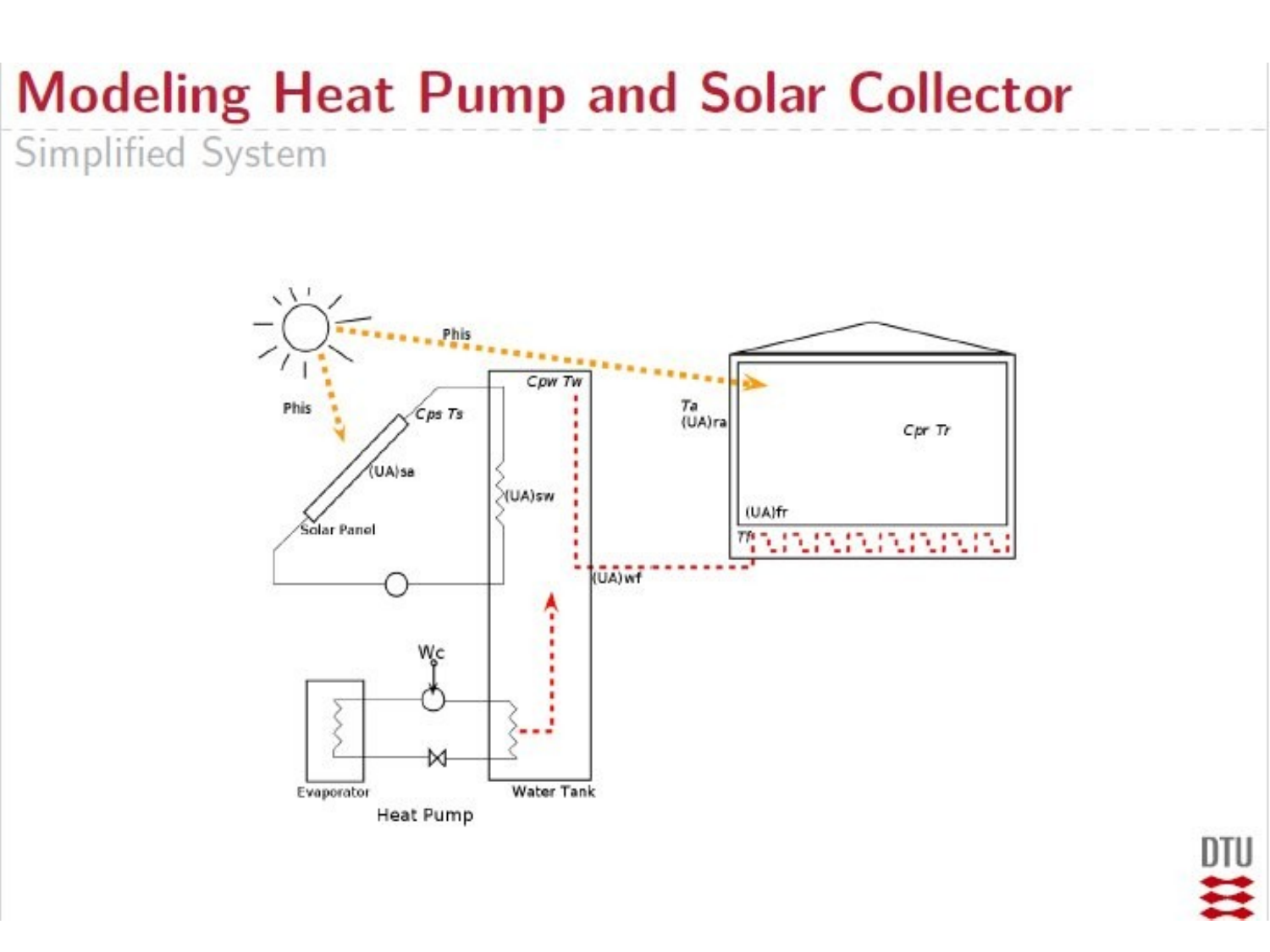# Modeling Heat Pump and Solar Collector

## Simplified System

Phis

Phis

$C_{ps}\ T_s$

$(UA)_{sa}$

Solar Panel

$C_{pw}\ T_w$

$(UA)_{sw}$

$T_a$

$(UA)_{ra}$

$C_{pr}\ T_r$

$(UA)_{fr}$

$T_f$

$(UA)_{wf}$

$W_c$

Evaporator

Water Tank

Heat Pump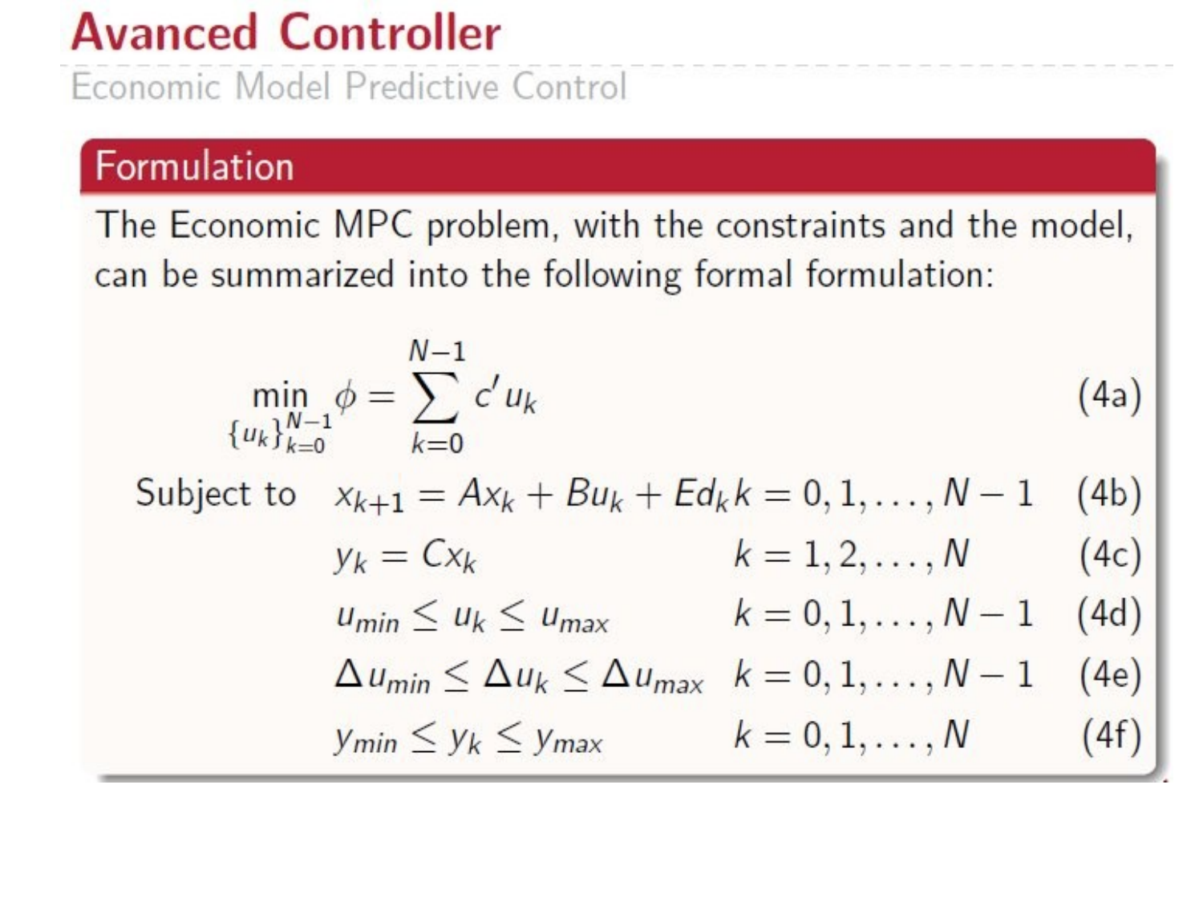# Avanced Controller

## Economic Model Predictive Control

### Formulation

The Economic MPC problem, with the constraints and the model, can be summarized into the following formal formulation:

$$
\min_{\{u_k\}_{k=0}^{N-1}} \phi = \sum_{k=0}^{N-1} c' u_k \tag{4a}
$$

Subject to

$$
x_{k+1} = Ax_k + Bu_k + Ed_k \quad k = 0, 1, \ldots, N-1 \tag{4b}
$$

$$
y_k = Cx_k \quad k = 1, 2, \ldots, N \tag{4c}
$$

$$
u_{min} \leq u_k \leq u_{max} \quad k = 0, 1, \ldots, N-1 \tag{4d}
$$

$$
\Delta u_{min} \leq \Delta u_k \leq \Delta u_{max} \quad k = 0, 1, \ldots, N-1 \tag{4e}
$$

$$
y_{min} \leq y_k \leq y_{max} \quad k = 0, 1, \ldots, N \tag{4f}
$$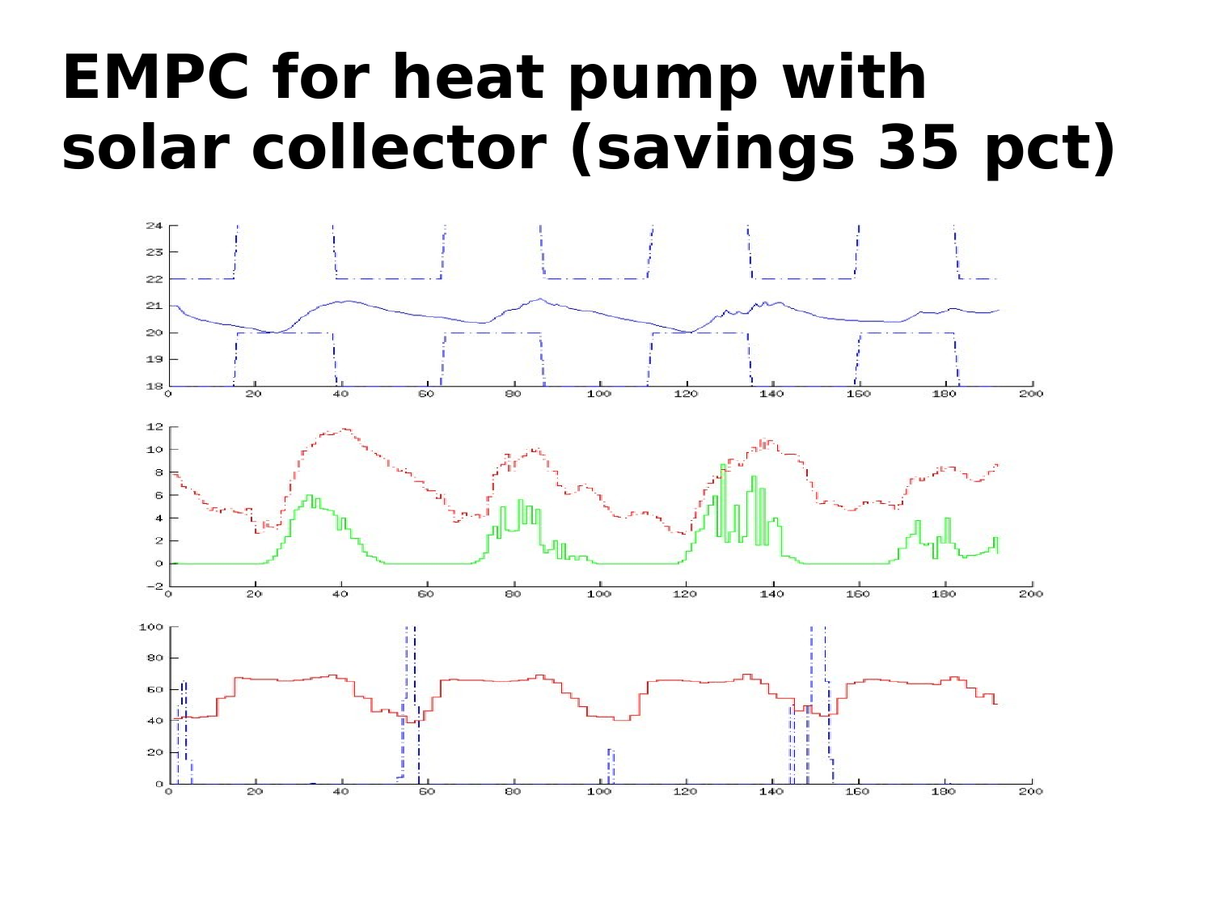# EMPC for heat pump with solar collector (savings 35 pct)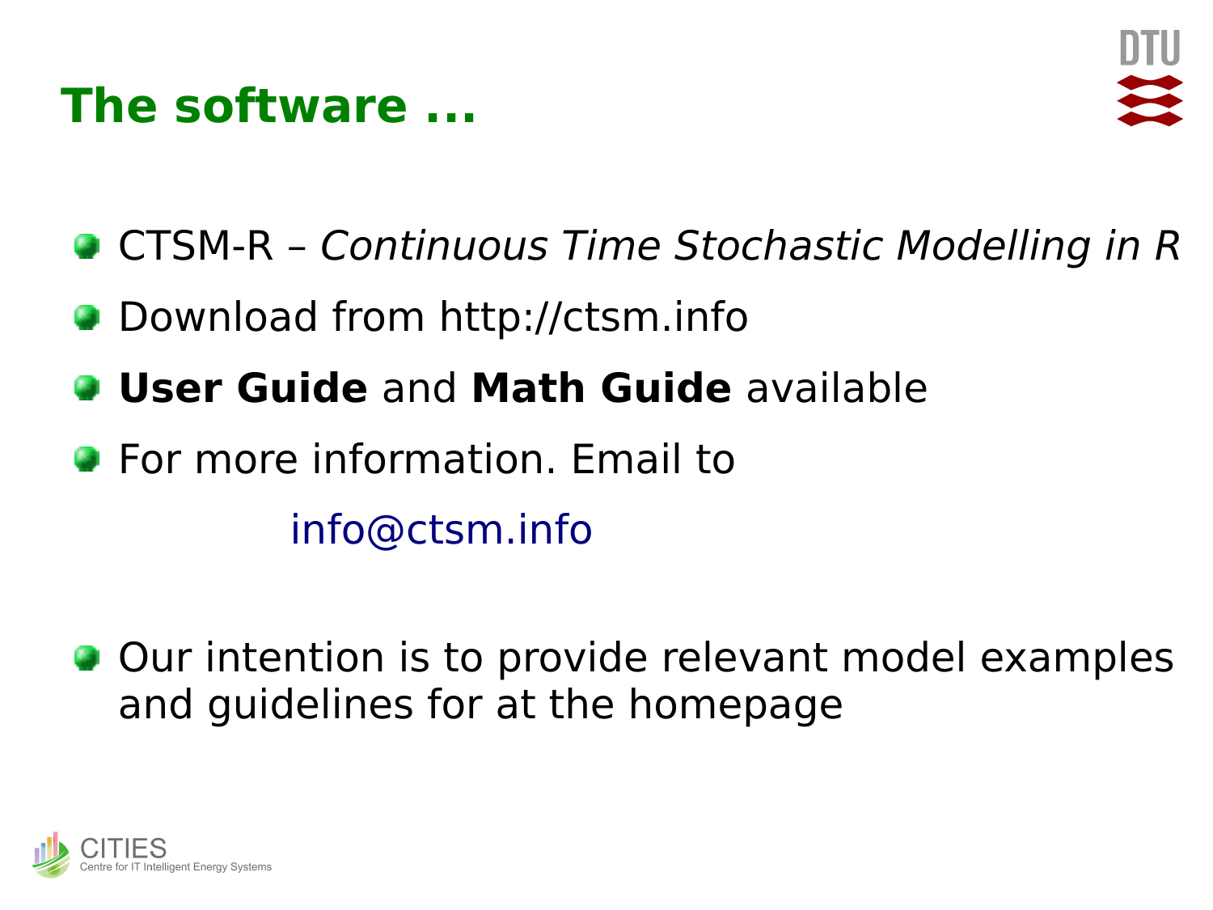# The software ...

- CTSM-R – *Continuous Time Stochastic Modelling in R*
- Download from http://ctsm.info
- **User Guide** and **Math Guide** available
- For more information. Email to

  info@ctsm.info

- Our intention is to provide relevant model examples and guidelines for at the homepage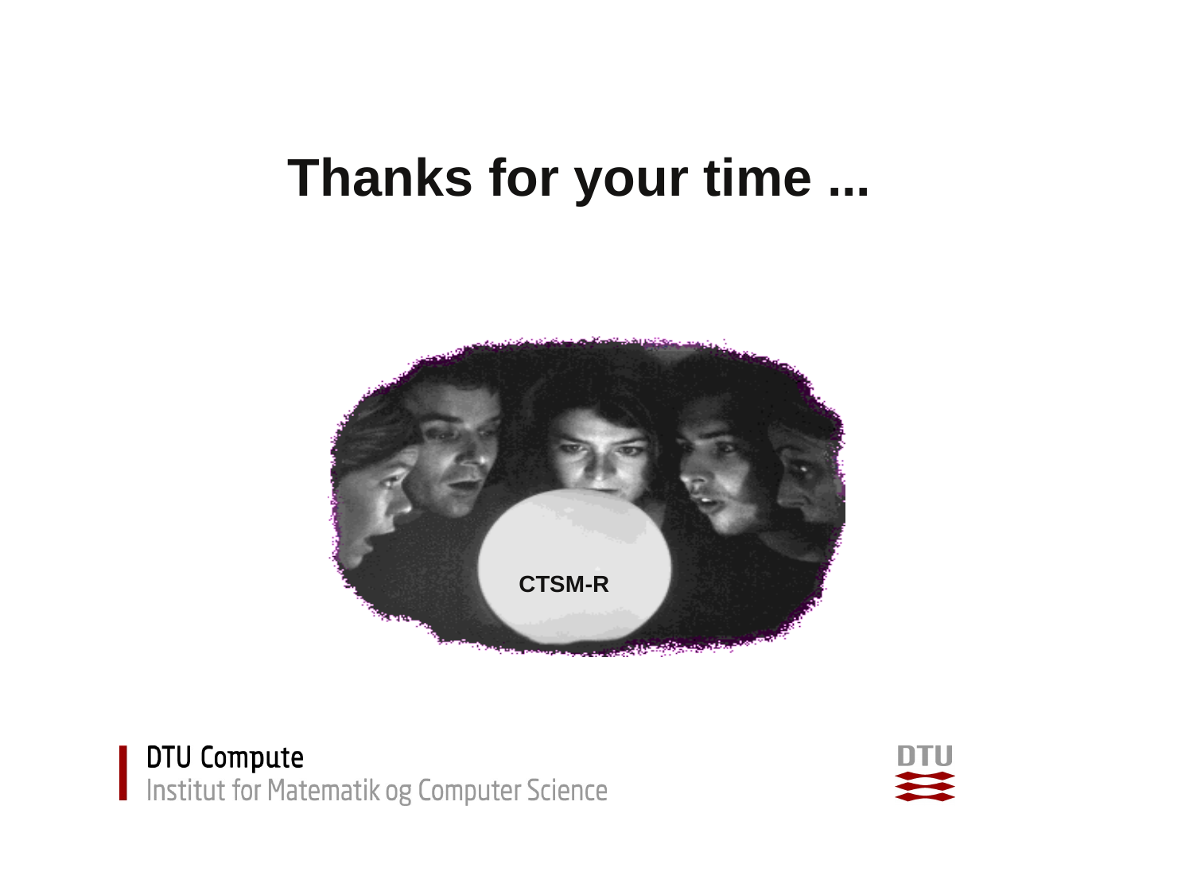# Thanks for your time ...

CTSM-R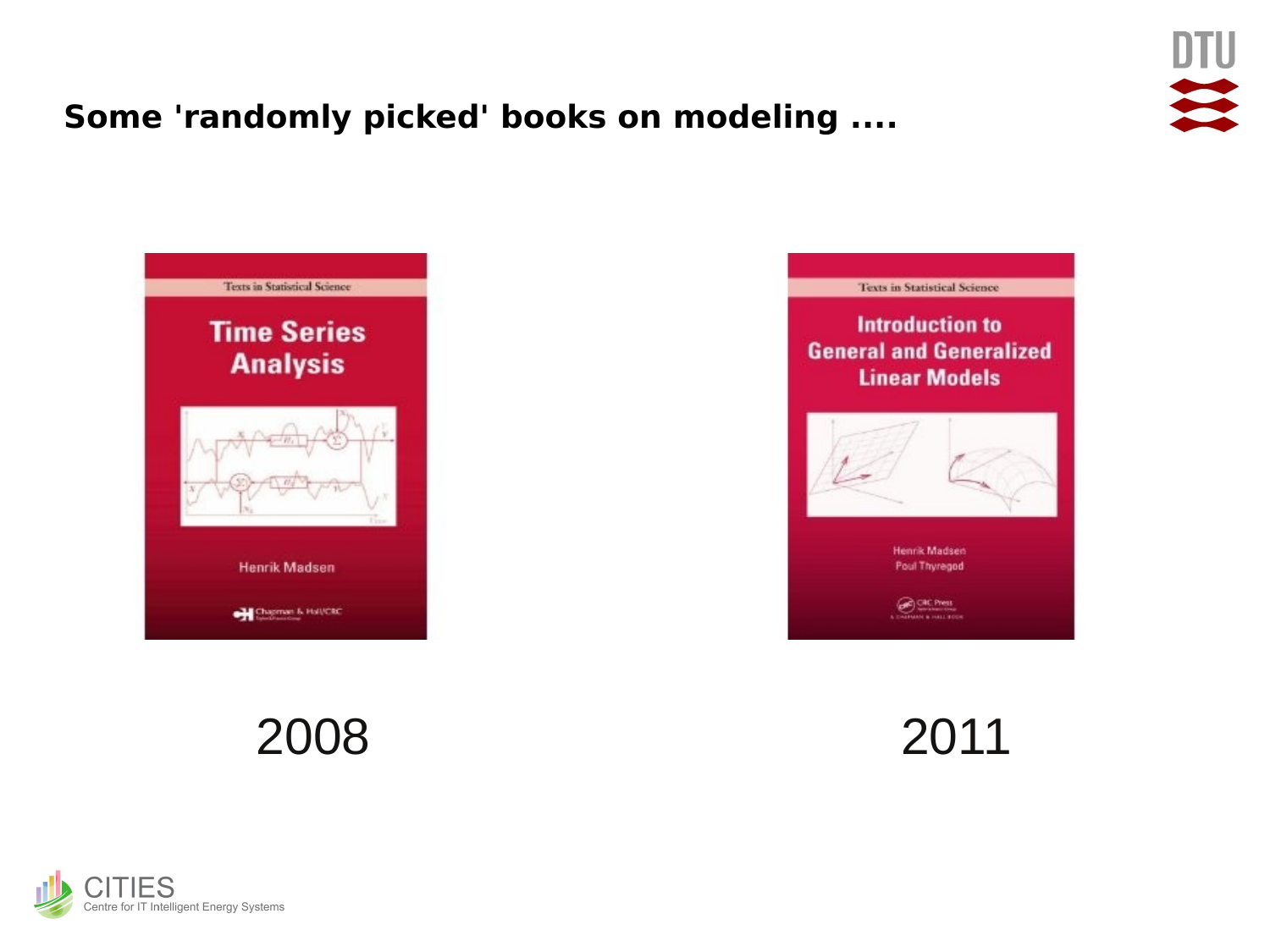## Some 'randomly picked' books on modeling ....

Texts in Statistical Science

Time Series Analysis

Henrik Madsen

Chapman & Hall/CRC

2008

Texts in Statistical Science

Introduction to General and Generalized Linear Models

Henrik Madsen

Poul Thyregod

CRC Press

2011